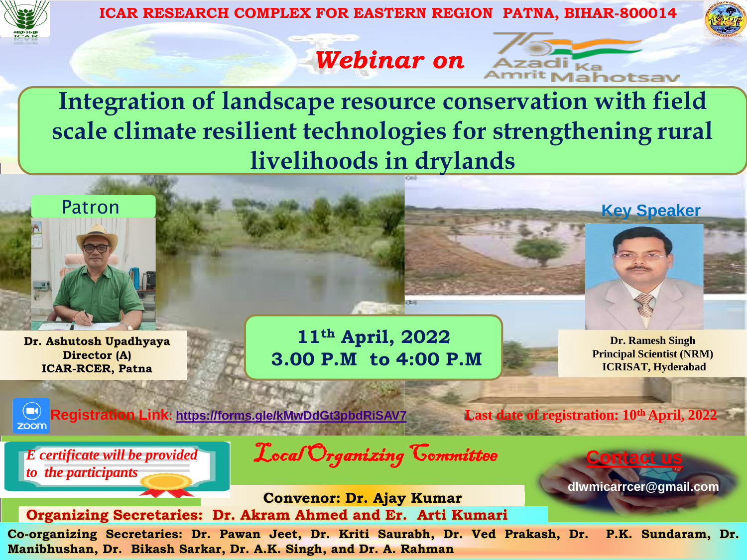ICAR RESEARCH COMPLEX FOR EASTERN REGION PATNA, BIHAR-800014

## *Webinar on*

Azadi Ka Amrit Mahotsav

# Integration of landscape resource conservation with field scale climate resilient technologies for strengthening rural livelihoods in drylands

**Patron**

**Dr. Ashutosh Upadhyaya**
**Director (A)**
**ICAR-RCER, Patna**

**11th April, 2022**
**3.00 P.M to 4:00 P.M**

**Key Speaker**

**Dr. Ramesh Singh**
**Principal Scientist (NRM)**
**ICRISAT, Hyderabad**

**Registration Link**: https://forms.gle/kMwDdGt3pbdRiSAV7

**Last date of registration: 10th April, 2022**

*E certificate will be provided to the participants*

## *Local Organizing Committee*

**Convenor: Dr. Ajay Kumar**

**Organizing Secretaries: Dr. Akram Ahmed and Er. Arti Kumari**

**Co-organizing Secretaries: Dr. Pawan Jeet, Dr. Kriti Saurabh, Dr. Ved Prakash, Dr. P.K. Sundaram, Dr. Manibhushan, Dr. Bikash Sarkar, Dr. A.K. Singh, and Dr. A. Rahman**

**Contact us**

dlwmicarrcer@gmail.com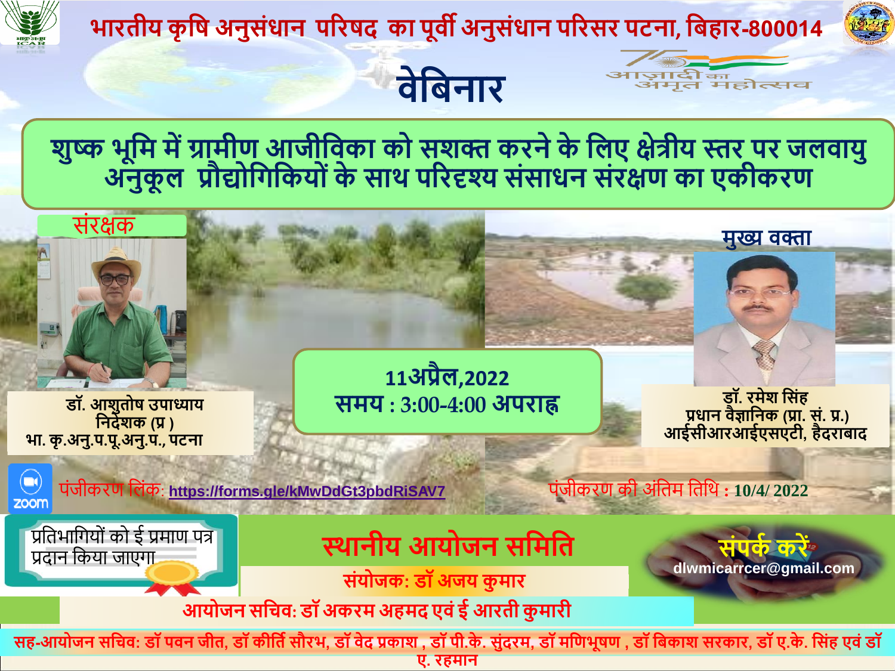# भारतीय कृषि अनुसंधान परिषद का पूर्वी अनुसंधान परिसर पटना, बिहार-800014

## वेबिनार

आज़ादी का अमृत महोत्सव

## शुष्क भूमि में ग्रामीण आजीविका को सशक्त करने के लिए क्षेत्रीय स्तर पर जलवायु अनुकूल प्रौद्योगिकियों के साथ परिदृश्य संसाधन संरक्षण का एकीकरण

**संरक्षक**

**डॉ. आशुतोष उपाध्याय**
**निदेशक (प्र )**
**भा. कृ.अनु.प.पू.अनु.प., पटना**

**11अप्रैल,2022**
**समय : 3:00-4:00 अपराह्न**

**मुख्य वक्ता**

**डॉ. रमेश सिंह**
**प्रधान वैज्ञानिक (प्रा. सं. प्र.)**
**आईसीआरआईएसएटी, हैदराबाद**

zoom

पंजीकरण लिंक: https://forms.gle/kMwDdGt3pbdRiSAV7

पंजीकरण की अंतिम तिथि : 10/4/ 2022

प्रतिभागियों को ई प्रमाण पत्र प्रदान किया जाएगा

## स्थानीय आयोजन समिति

**संयोजक: डॉ अजय कुमार**

**संपर्क करें**
dlwmicarrcer@gmail.com

**आयोजन सचिव: डॉ अकरम अहमद एवं ई आरती कुमारी**

**सह-आयोजन सचिव: डॉ पवन जीत, डॉ कीर्ति सौरभ, डॉ वेद प्रकाश , डॉ पी.के. सुंदरम, डॉ मणिभूषण , डॉ बिकाश सरकार, डॉ ए.के. सिंह एवं डॉ ए. रहमान**